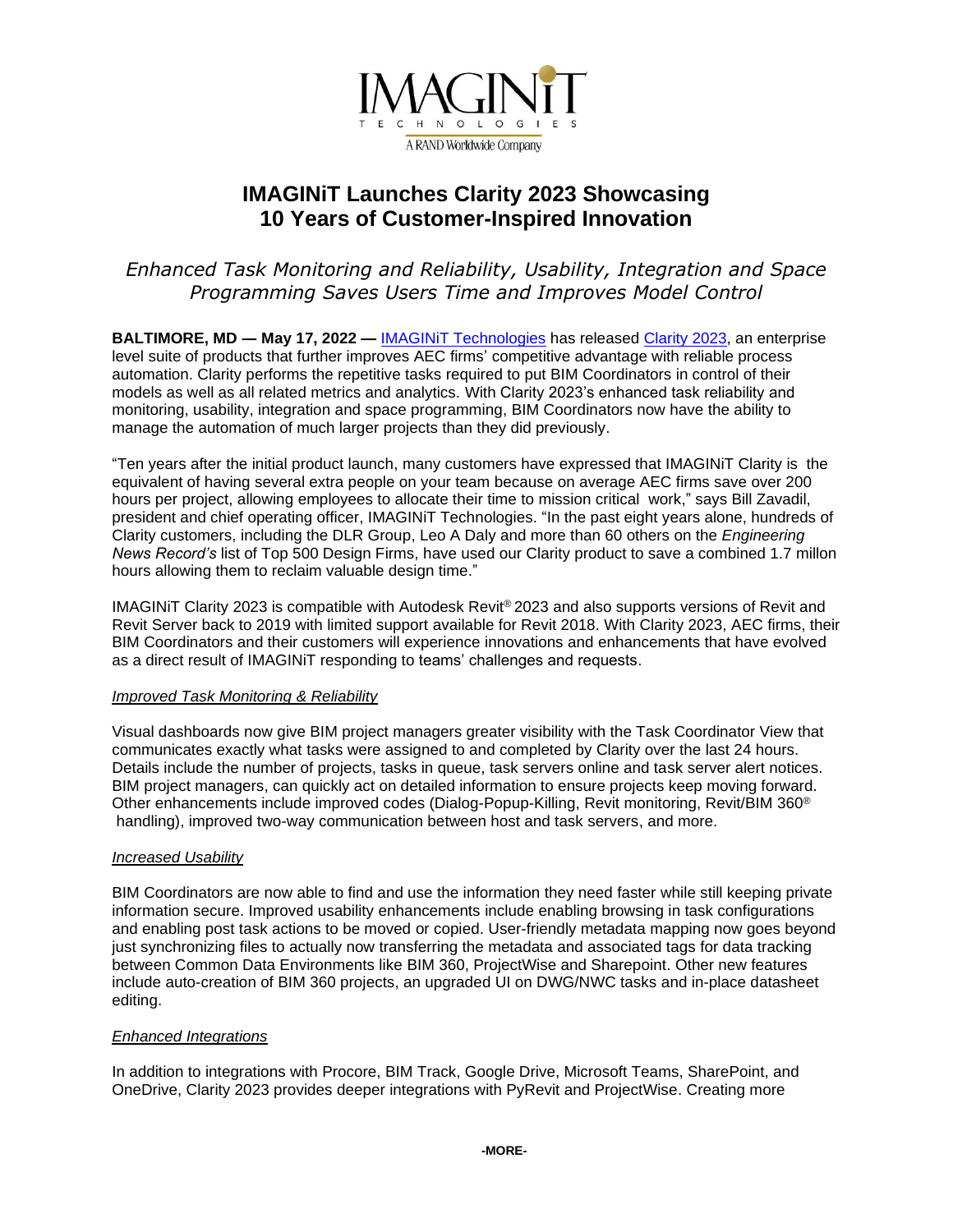IMAGINiT
TECHNOLOGIES
A RAND Worldwide Company

# IMAGINiT Launches Clarity 2023 Showcasing 10 Years of Customer-Inspired Innovation

*Enhanced Task Monitoring and Reliability, Usability, Integration and Space Programming Saves Users Time and Improves Model Control*

**BALTIMORE, MD — May 17, 2022 —** IMAGINiT Technologies has released Clarity 2023, an enterprise level suite of products that further improves AEC firms' competitive advantage with reliable process automation. Clarity performs the repetitive tasks required to put BIM Coordinators in control of their models as well as all related metrics and analytics. With Clarity 2023's enhanced task reliability and monitoring, usability, integration and space programming, BIM Coordinators now have the ability to manage the automation of much larger projects than they did previously.

"Ten years after the initial product launch, many customers have expressed that IMAGINiT Clarity is the equivalent of having several extra people on your team because on average AEC firms save over 200 hours per project, allowing employees to allocate their time to mission critical work," says Bill Zavadil, president and chief operating officer, IMAGINiT Technologies. "In the past eight years alone, hundreds of Clarity customers, including the DLR Group, Leo A Daly and more than 60 others on the *Engineering News Record's* list of Top 500 Design Firms, have used our Clarity product to save a combined 1.7 millon hours allowing them to reclaim valuable design time."

IMAGINiT Clarity 2023 is compatible with Autodesk Revit® 2023 and also supports versions of Revit and Revit Server back to 2019 with limited support available for Revit 2018. With Clarity 2023, AEC firms, their BIM Coordinators and their customers will experience innovations and enhancements that have evolved as a direct result of IMAGINiT responding to teams' challenges and requests.

*Improved Task Monitoring & Reliability*

Visual dashboards now give BIM project managers greater visibility with the Task Coordinator View that communicates exactly what tasks were assigned to and completed by Clarity over the last 24 hours. Details include the number of projects, tasks in queue, task servers online and task server alert notices. BIM project managers, can quickly act on detailed information to ensure projects keep moving forward. Other enhancements include improved codes (Dialog-Popup-Killing, Revit monitoring, Revit/BIM 360® handling), improved two-way communication between host and task servers, and more.

*Increased Usability*

BIM Coordinators are now able to find and use the information they need faster while still keeping private information secure. Improved usability enhancements include enabling browsing in task configurations and enabling post task actions to be moved or copied. User-friendly metadata mapping now goes beyond just synchronizing files to actually now transferring the metadata and associated tags for data tracking between Common Data Environments like BIM 360, ProjectWise and Sharepoint. Other new features include auto-creation of BIM 360 projects, an upgraded UI on DWG/NWC tasks and in-place datasheet editing.

*Enhanced Integrations*

In addition to integrations with Procore, BIM Track, Google Drive, Microsoft Teams, SharePoint, and OneDrive, Clarity 2023 provides deeper integrations with PyRevit and ProjectWise. Creating more

-MORE-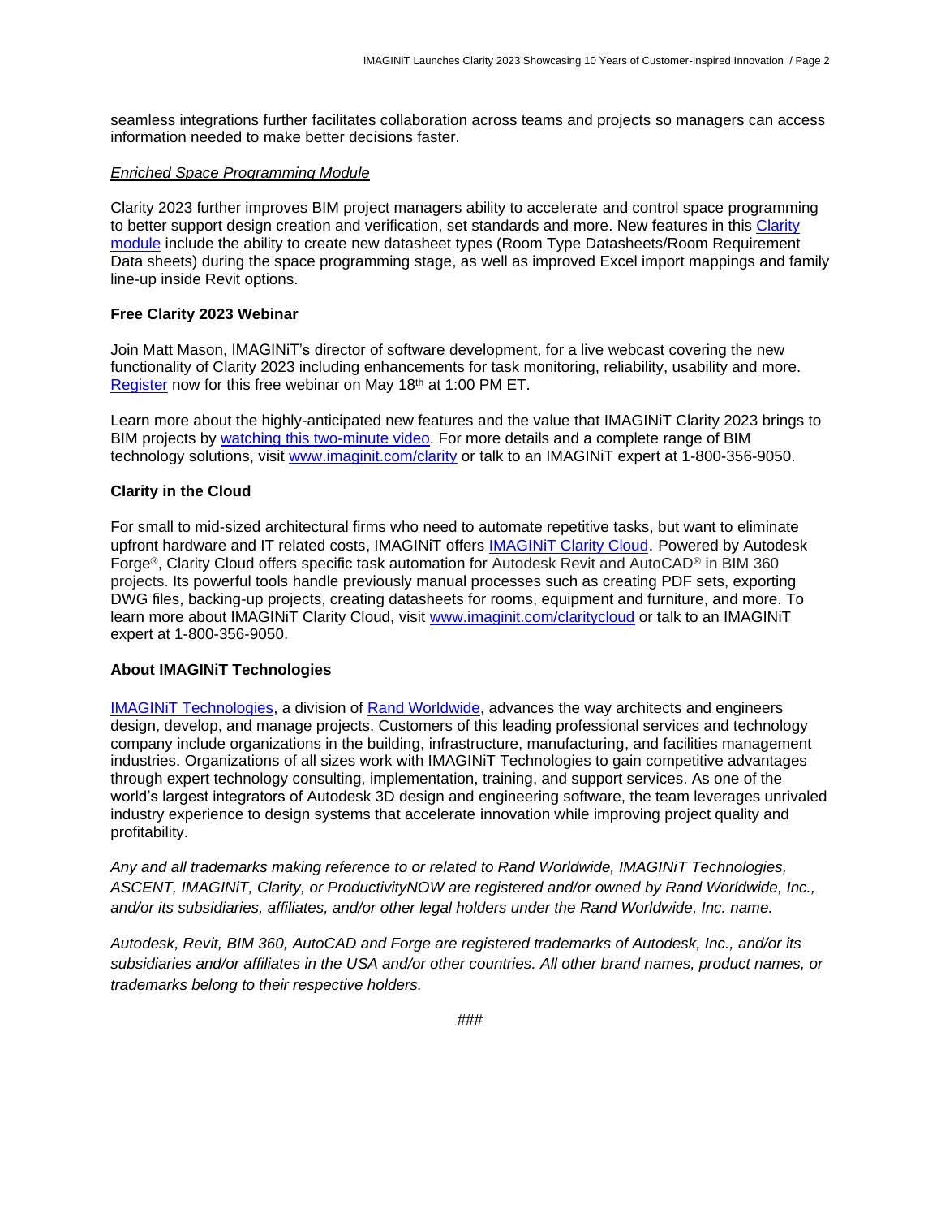seamless integrations further facilitates collaboration across teams and projects so managers can access information needed to make better decisions faster.

*Enriched Space Programming Module*

Clarity 2023 further improves BIM project managers ability to accelerate and control space programming to better support design creation and verification, set standards and more. New features in this Clarity module include the ability to create new datasheet types (Room Type Datasheets/Room Requirement Data sheets) during the space programming stage, as well as improved Excel import mappings and family line-up inside Revit options.

**Free Clarity 2023 Webinar**

Join Matt Mason, IMAGINiT's director of software development, for a live webcast covering the new functionality of Clarity 2023 including enhancements for task monitoring, reliability, usability and more. Register now for this free webinar on May 18th at 1:00 PM ET.

Learn more about the highly-anticipated new features and the value that IMAGINiT Clarity 2023 brings to BIM projects by watching this two-minute video. For more details and a complete range of BIM technology solutions, visit www.imaginit.com/clarity or talk to an IMAGINiT expert at 1-800-356-9050.

**Clarity in the Cloud**

For small to mid-sized architectural firms who need to automate repetitive tasks, but want to eliminate upfront hardware and IT related costs, IMAGINiT offers IMAGINiT Clarity Cloud. Powered by Autodesk Forge®, Clarity Cloud offers specific task automation for Autodesk Revit and AutoCAD® in BIM 360 projects. Its powerful tools handle previously manual processes such as creating PDF sets, exporting DWG files, backing-up projects, creating datasheets for rooms, equipment and furniture, and more. To learn more about IMAGINiT Clarity Cloud, visit www.imaginit.com/claritycloud or talk to an IMAGINiT expert at 1-800-356-9050.

**About IMAGINiT Technologies**

IMAGINiT Technologies, a division of Rand Worldwide, advances the way architects and engineers design, develop, and manage projects. Customers of this leading professional services and technology company include organizations in the building, infrastructure, manufacturing, and facilities management industries. Organizations of all sizes work with IMAGINiT Technologies to gain competitive advantages through expert technology consulting, implementation, training, and support services. As one of the world's largest integrators of Autodesk 3D design and engineering software, the team leverages unrivaled industry experience to design systems that accelerate innovation while improving project quality and profitability.

*Any and all trademarks making reference to or related to Rand Worldwide, IMAGINiT Technologies, ASCENT, IMAGINiT, Clarity, or ProductivityNOW are registered and/or owned by Rand Worldwide, Inc., and/or its subsidiaries, affiliates, and/or other legal holders under the Rand Worldwide, Inc. name.*

*Autodesk, Revit, BIM 360, AutoCAD and Forge are registered trademarks of Autodesk, Inc., and/or its subsidiaries and/or affiliates in the USA and/or other countries. All other brand names, product names, or trademarks belong to their respective holders.*

###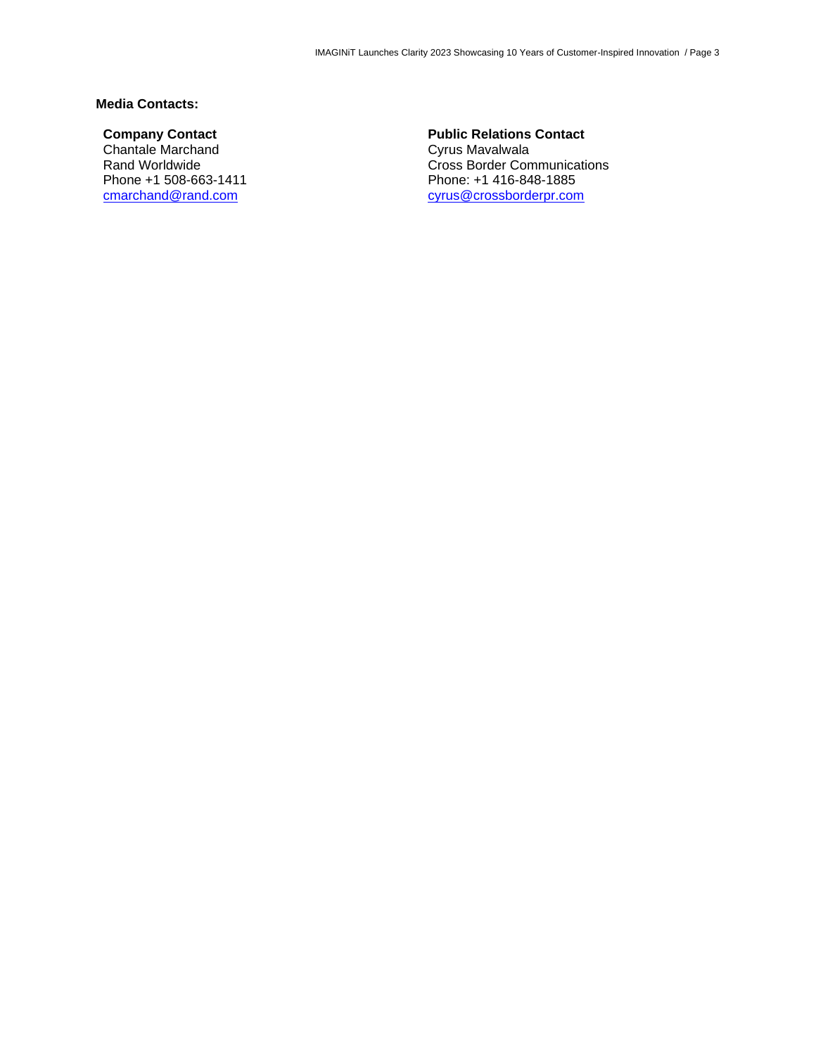**Media Contacts:**

**Company Contact**
Chantale Marchand
Rand Worldwide
Phone +1 508-663-1411
cmarchand@rand.com

**Public Relations Contact**
Cyrus Mavalwala
Cross Border Communications
Phone: +1 416-848-1885
cyrus@crossborderpr.com